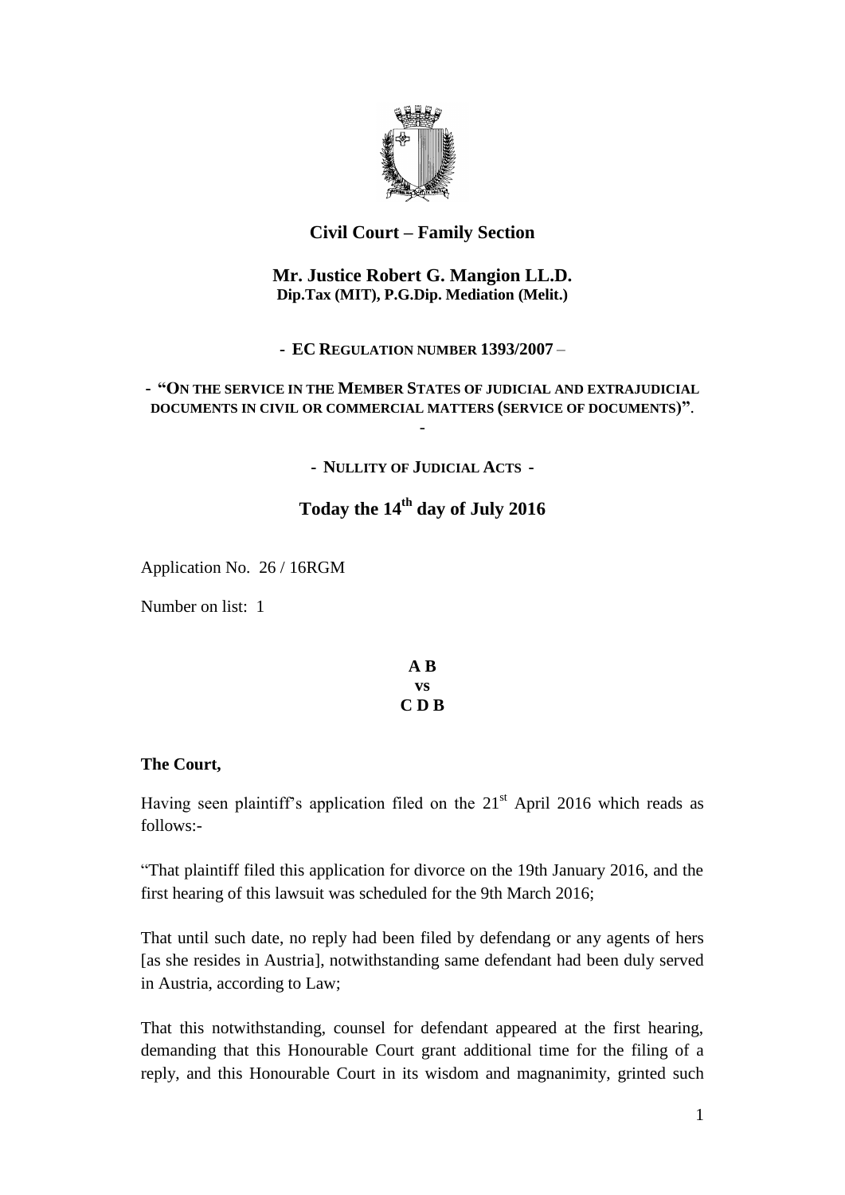## Civil Court – Family Section

### Mr. Justice Robert G. Mangion LL.D.

**Dip.Tax (MIT), P.G.Dip. Mediation (Melit.)**

**- EC REGULATION NUMBER 1393/2007 –**

**- "ON THE SERVICE IN THE MEMBER STATES OF JUDICIAL AND EXTRAJUDICIAL DOCUMENTS IN CIVIL OR COMMERCIAL MATTERS (SERVICE OF DOCUMENTS)".**

**-**

**- NULLITY OF JUDICIAL ACTS -**

## Today the 14th day of July 2016

Application No. 26 / 16RGM

Number on list: 1

**A B**
**vs**
**C D B**

**The Court,**

Having seen plaintiff's application filed on the 21st April 2016 which reads as follows:-

"That plaintiff filed this application for divorce on the 19th January 2016, and the first hearing of this lawsuit was scheduled for the 9th March 2016;

That until such date, no reply had been filed by defendang or any agents of hers [as she resides in Austria], notwithstanding same defendant had been duly served in Austria, according to Law;

That this notwithstanding, counsel for defendant appeared at the first hearing, demanding that this Honourable Court grant additional time for the filing of a reply, and this Honourable Court in its wisdom and magnanimity, grinted such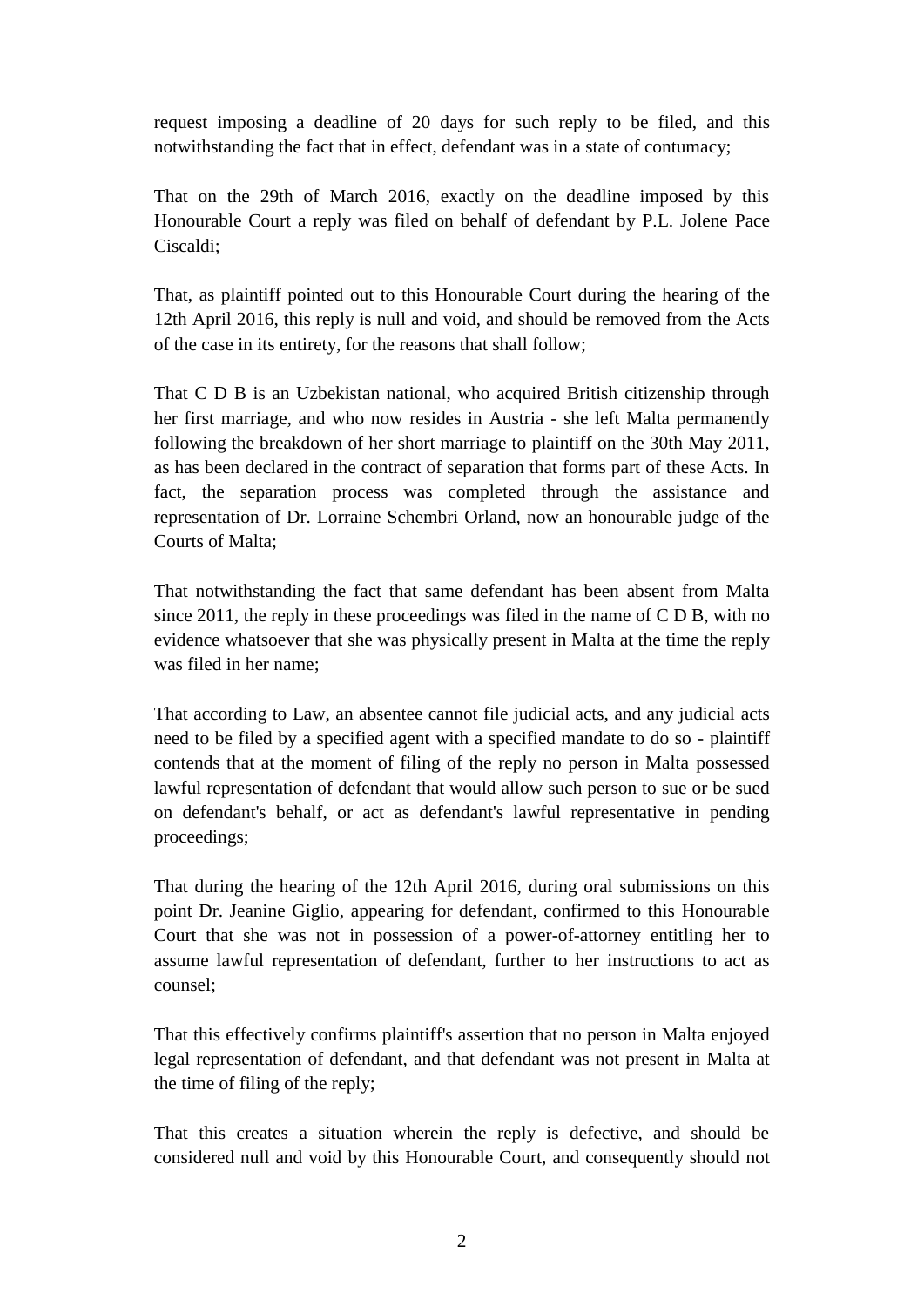request imposing a deadline of 20 days for such reply to be filed, and this notwithstanding the fact that in effect, defendant was in a state of contumacy;

That on the 29th of March 2016, exactly on the deadline imposed by this Honourable Court a reply was filed on behalf of defendant by P.L. Jolene Pace Ciscaldi;

That, as plaintiff pointed out to this Honourable Court during the hearing of the 12th April 2016, this reply is null and void, and should be removed from the Acts of the case in its entirety, for the reasons that shall follow;

That C D B is an Uzbekistan national, who acquired British citizenship through her first marriage, and who now resides in Austria - she left Malta permanently following the breakdown of her short marriage to plaintiff on the 30th May 2011, as has been declared in the contract of separation that forms part of these Acts. In fact, the separation process was completed through the assistance and representation of Dr. Lorraine Schembri Orland, now an honourable judge of the Courts of Malta;

That notwithstanding the fact that same defendant has been absent from Malta since 2011, the reply in these proceedings was filed in the name of C D B, with no evidence whatsoever that she was physically present in Malta at the time the reply was filed in her name;

That according to Law, an absentee cannot file judicial acts, and any judicial acts need to be filed by a specified agent with a specified mandate to do so - plaintiff contends that at the moment of filing of the reply no person in Malta possessed lawful representation of defendant that would allow such person to sue or be sued on defendant's behalf, or act as defendant's lawful representative in pending proceedings;

That during the hearing of the 12th April 2016, during oral submissions on this point Dr. Jeanine Giglio, appearing for defendant, confirmed to this Honourable Court that she was not in possession of a power-of-attorney entitling her to assume lawful representation of defendant, further to her instructions to act as counsel;

That this effectively confirms plaintiff's assertion that no person in Malta enjoyed legal representation of defendant, and that defendant was not present in Malta at the time of filing of the reply;

That this creates a situation wherein the reply is defective, and should be considered null and void by this Honourable Court, and consequently should not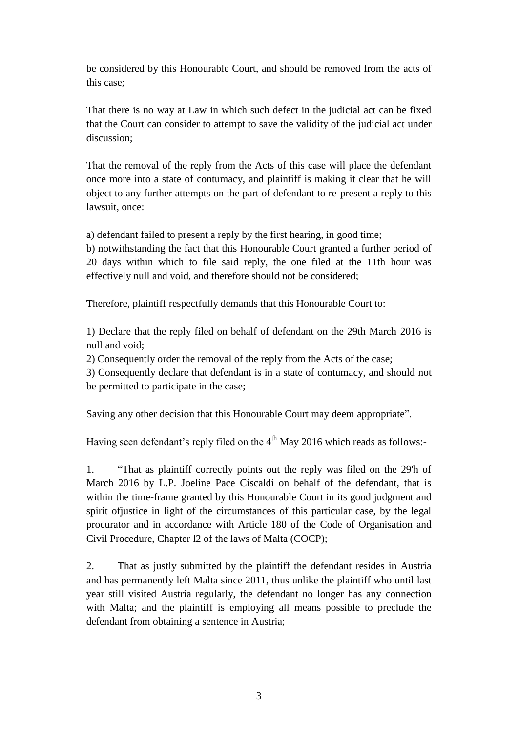be considered by this Honourable Court, and should be removed from the acts of this case;

That there is no way at Law in which such defect in the judicial act can be fixed that the Court can consider to attempt to save the validity of the judicial act under discussion;

That the removal of the reply from the Acts of this case will place the defendant once more into a state of contumacy, and plaintiff is making it clear that he will object to any further attempts on the part of defendant to re-present a reply to this lawsuit, once:

a) defendant failed to present a reply by the first hearing, in good time;
b) notwithstanding the fact that this Honourable Court granted a further period of 20 days within which to file said reply, the one filed at the 11th hour was effectively null and void, and therefore should not be considered;

Therefore, plaintiff respectfully demands that this Honourable Court to:

1) Declare that the reply filed on behalf of defendant on the 29th March 2016 is null and void;
2) Consequently order the removal of the reply from the Acts of the case;
3) Consequently declare that defendant is in a state of contumacy, and should not be permitted to participate in the case;

Saving any other decision that this Honourable Court may deem appropriate".

Having seen defendant's reply filed on the 4th May 2016 which reads as follows:-

1. "That as plaintiff correctly points out the reply was filed on the 29'h of March 2016 by L.P. Joeline Pace Ciscaldi on behalf of the defendant, that is within the time-frame granted by this Honourable Court in its good judgment and spirit ofjustice in light of the circumstances of this particular case, by the legal procurator and in accordance with Article 180 of the Code of Organisation and Civil Procedure, Chapter l2 of the laws of Malta (COCP);

2. That as justly submitted by the plaintiff the defendant resides in Austria and has permanently left Malta since 2011, thus unlike the plaintiff who until last year still visited Austria regularly, the defendant no longer has any connection with Malta; and the plaintiff is employing all means possible to preclude the defendant from obtaining a sentence in Austria;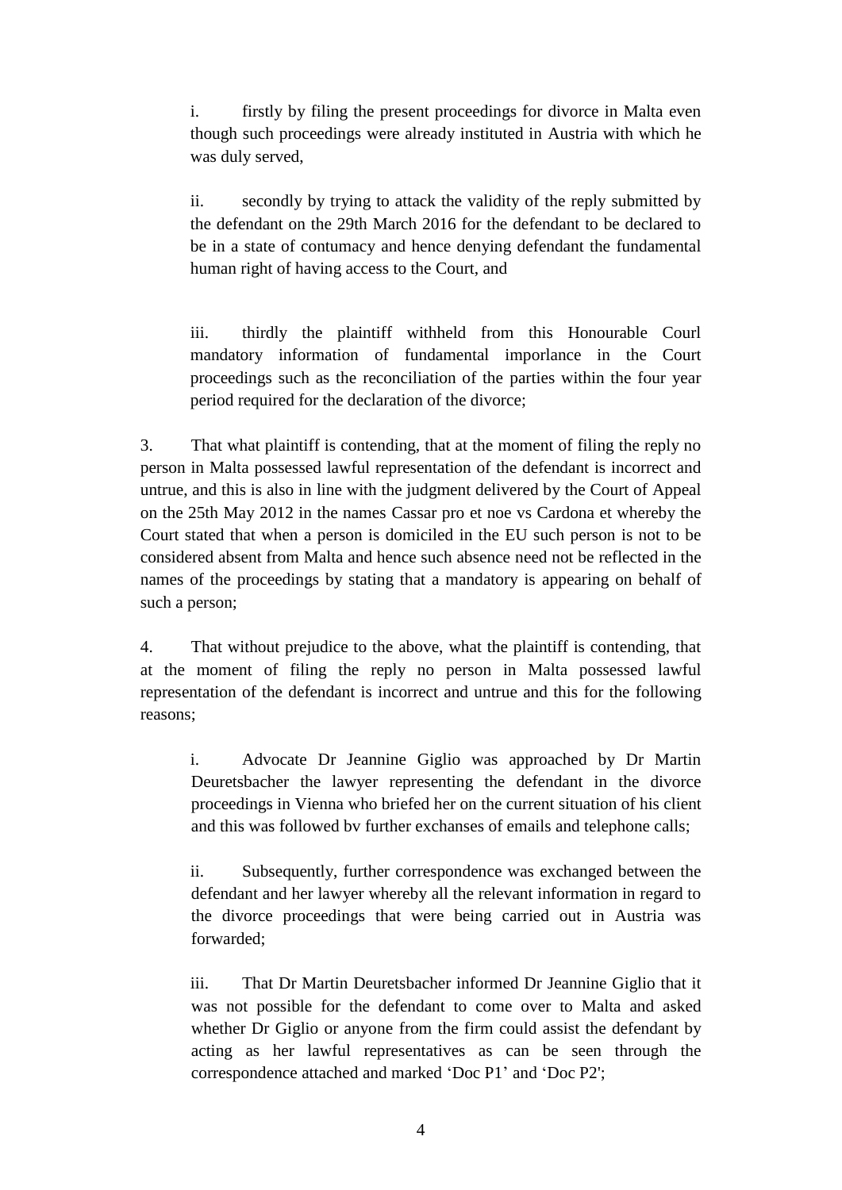i. firstly by filing the present proceedings for divorce in Malta even though such proceedings were already instituted in Austria with which he was duly served,

ii. secondly by trying to attack the validity of the reply submitted by the defendant on the 29th March 2016 for the defendant to be declared to be in a state of contumacy and hence denying defendant the fundamental human right of having access to the Court, and

iii. thirdly the plaintiff withheld from this Honourable Courl mandatory information of fundamental imporlance in the Court proceedings such as the reconciliation of the parties within the four year period required for the declaration of the divorce;

3. That what plaintiff is contending, that at the moment of filing the reply no person in Malta possessed lawful representation of the defendant is incorrect and untrue, and this is also in line with the judgment delivered by the Court of Appeal on the 25th May 2012 in the names Cassar pro et noe vs Cardona et whereby the Court stated that when a person is domiciled in the EU such person is not to be considered absent from Malta and hence such absence need not be reflected in the names of the proceedings by stating that a mandatory is appearing on behalf of such a person;

4. That without prejudice to the above, what the plaintiff is contending, that at the moment of filing the reply no person in Malta possessed lawful representation of the defendant is incorrect and untrue and this for the following reasons;

i. Advocate Dr Jeannine Giglio was approached by Dr Martin Deuretsbacher the lawyer representing the defendant in the divorce proceedings in Vienna who briefed her on the current situation of his client and this was followed bv further exchanses of emails and telephone calls;

ii. Subsequently, further correspondence was exchanged between the defendant and her lawyer whereby all the relevant information in regard to the divorce proceedings that were being carried out in Austria was forwarded;

iii. That Dr Martin Deuretsbacher informed Dr Jeannine Giglio that it was not possible for the defendant to come over to Malta and asked whether Dr Giglio or anyone from the firm could assist the defendant by acting as her lawful representatives as can be seen through the correspondence attached and marked 'Doc P1' and 'Doc P2';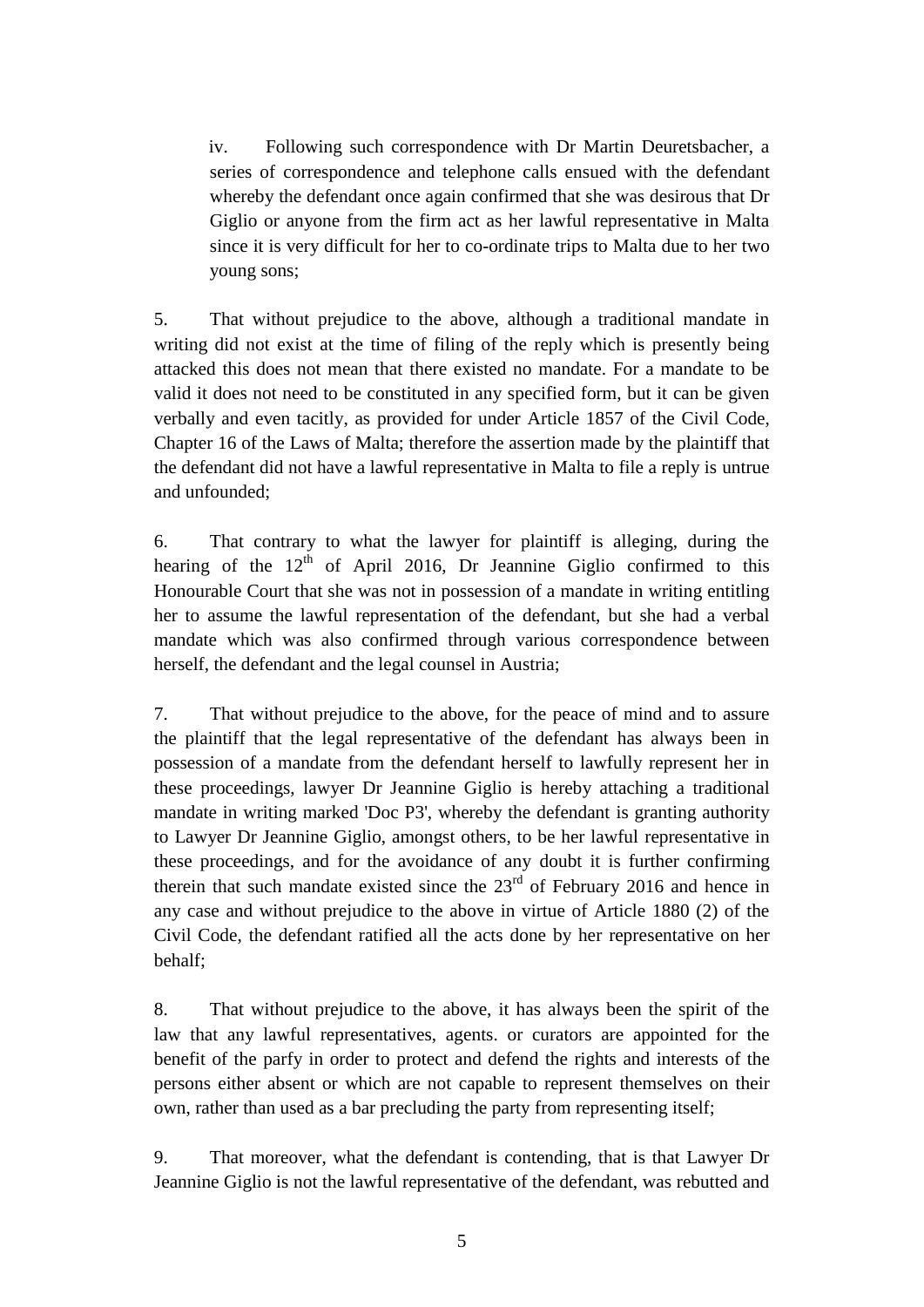iv. Following such correspondence with Dr Martin Deuretsbacher, a series of correspondence and telephone calls ensued with the defendant whereby the defendant once again confirmed that she was desirous that Dr Giglio or anyone from the firm act as her lawful representative in Malta since it is very difficult for her to co-ordinate trips to Malta due to her two young sons;

5. That without prejudice to the above, although a traditional mandate in writing did not exist at the time of filing of the reply which is presently being attacked this does not mean that there existed no mandate. For a mandate to be valid it does not need to be constituted in any specified form, but it can be given verbally and even tacitly, as provided for under Article 1857 of the Civil Code, Chapter 16 of the Laws of Malta; therefore the assertion made by the plaintiff that the defendant did not have a lawful representative in Malta to file a reply is untrue and unfounded;

6. That contrary to what the lawyer for plaintiff is alleging, during the hearing of the 12th of April 2016, Dr Jeannine Giglio confirmed to this Honourable Court that she was not in possession of a mandate in writing entitling her to assume the lawful representation of the defendant, but she had a verbal mandate which was also confirmed through various correspondence between herself, the defendant and the legal counsel in Austria;

7. That without prejudice to the above, for the peace of mind and to assure the plaintiff that the legal representative of the defendant has always been in possession of a mandate from the defendant herself to lawfully represent her in these proceedings, lawyer Dr Jeannine Giglio is hereby attaching a traditional mandate in writing marked 'Doc P3', whereby the defendant is granting authority to Lawyer Dr Jeannine Giglio, amongst others, to be her lawful representative in these proceedings, and for the avoidance of any doubt it is further confirming therein that such mandate existed since the 23rd of February 2016 and hence in any case and without prejudice to the above in virtue of Article 1880 (2) of the Civil Code, the defendant ratified all the acts done by her representative on her behalf;

8. That without prejudice to the above, it has always been the spirit of the law that any lawful representatives, agents. or curators are appointed for the benefit of the parfy in order to protect and defend the rights and interests of the persons either absent or which are not capable to represent themselves on their own, rather than used as a bar precluding the party from representing itself;

9. That moreover, what the defendant is contending, that is that Lawyer Dr Jeannine Giglio is not the lawful representative of the defendant, was rebutted and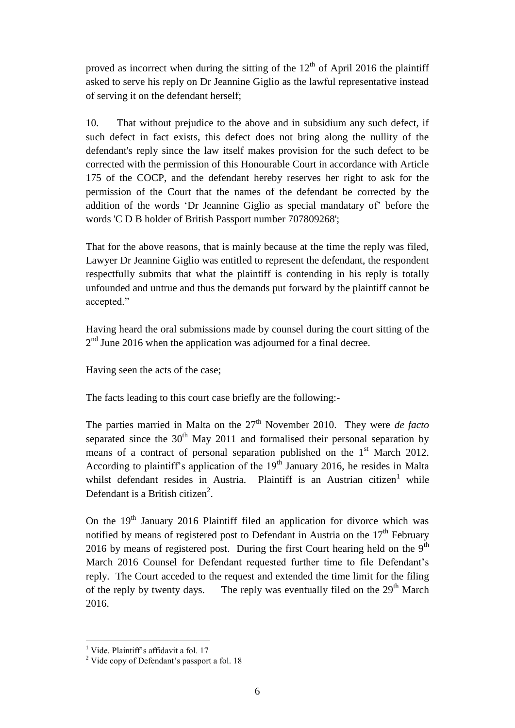proved as incorrect when during the sitting of the 12th of April 2016 the plaintiff asked to serve his reply on Dr Jeannine Giglio as the lawful representative instead of serving it on the defendant herself;

10. That without prejudice to the above and in subsidium any such defect, if such defect in fact exists, this defect does not bring along the nullity of the defendant's reply since the law itself makes provision for the such defect to be corrected with the permission of this Honourable Court in accordance with Article 175 of the COCP, and the defendant hereby reserves her right to ask for the permission of the Court that the names of the defendant be corrected by the addition of the words 'Dr Jeannine Giglio as special mandatary of' before the words 'C D B holder of British Passport number 707809268';

That for the above reasons, that is mainly because at the time the reply was filed, Lawyer Dr Jeannine Giglio was entitled to represent the defendant, the respondent respectfully submits that what the plaintiff is contending in his reply is totally unfounded and untrue and thus the demands put forward by the plaintiff cannot be accepted."

Having heard the oral submissions made by counsel during the court sitting of the 2nd June 2016 when the application was adjourned for a final decree.

Having seen the acts of the case;

The facts leading to this court case briefly are the following:-

The parties married in Malta on the 27th November 2010. They were *de facto* separated since the 30th May 2011 and formalised their personal separation by means of a contract of personal separation published on the 1st March 2012. According to plaintiff's application of the 19th January 2016, he resides in Malta whilst defendant resides in Austria. Plaintiff is an Austrian citizen[1] while Defendant is a British citizen[2].

On the 19th January 2016 Plaintiff filed an application for divorce which was notified by means of registered post to Defendant in Austria on the 17th February 2016 by means of registered post. During the first Court hearing held on the 9th March 2016 Counsel for Defendant requested further time to file Defendant's reply. The Court acceded to the request and extended the time limit for the filing of the reply by twenty days. The reply was eventually filed on the 29th March 2016.

[1] Vide. Plaintiff's affidavit a fol. 17

[2] Vide copy of Defendant's passport a fol. 18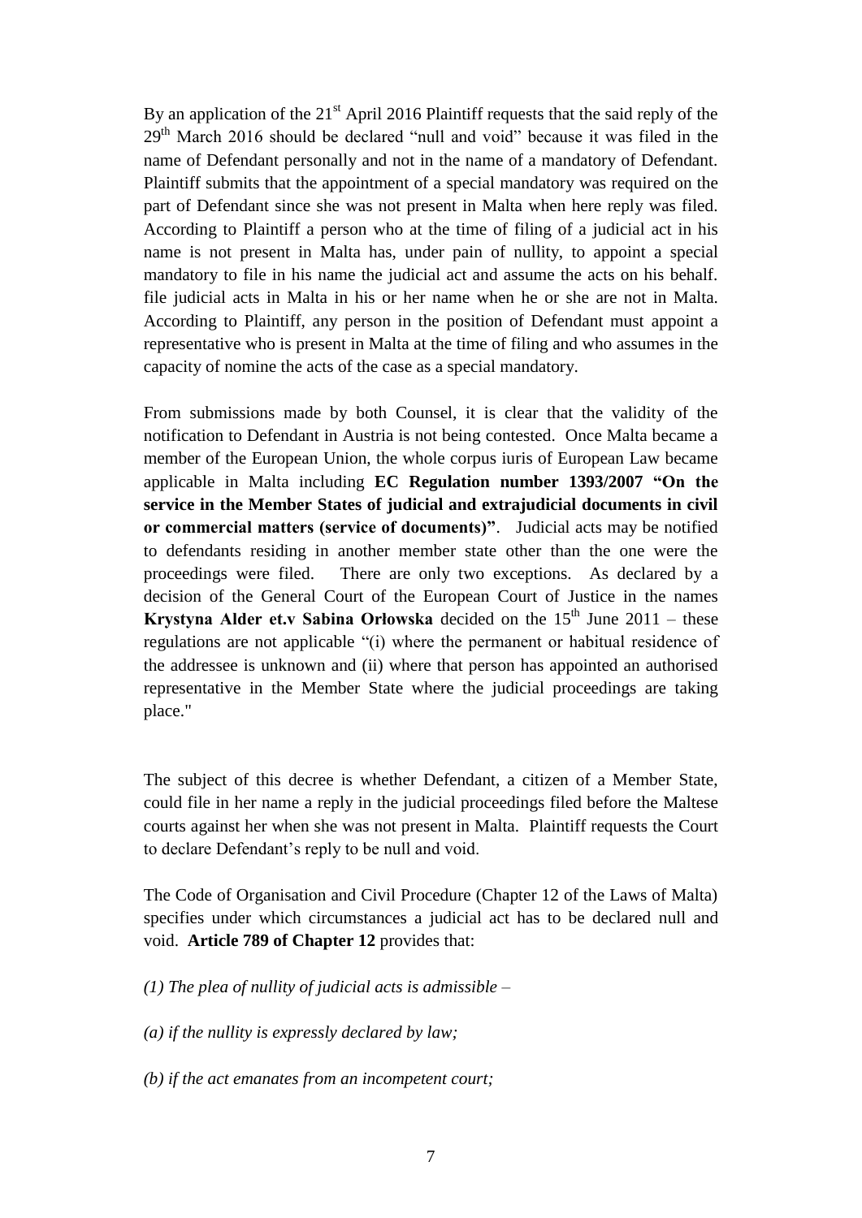By an application of the 21st April 2016 Plaintiff requests that the said reply of the 29th March 2016 should be declared "null and void" because it was filed in the name of Defendant personally and not in the name of a mandatory of Defendant. Plaintiff submits that the appointment of a special mandatory was required on the part of Defendant since she was not present in Malta when here reply was filed. According to Plaintiff a person who at the time of filing of a judicial act in his name is not present in Malta has, under pain of nullity, to appoint a special mandatory to file in his name the judicial act and assume the acts on his behalf. file judicial acts in Malta in his or her name when he or she are not in Malta. According to Plaintiff, any person in the position of Defendant must appoint a representative who is present in Malta at the time of filing and who assumes in the capacity of nomine the acts of the case as a special mandatory.

From submissions made by both Counsel, it is clear that the validity of the notification to Defendant in Austria is not being contested. Once Malta became a member of the European Union, the whole corpus iuris of European Law became applicable in Malta including **EC Regulation number 1393/2007 "On the service in the Member States of judicial and extrajudicial documents in civil or commercial matters (service of documents)"**. Judicial acts may be notified to defendants residing in another member state other than the one were the proceedings were filed. There are only two exceptions. As declared by a decision of the General Court of the European Court of Justice in the names **Krystyna Alder et.v Sabina Orlowska** decided on the 15th June 2011 – these regulations are not applicable "(i) where the permanent or habitual residence of the addressee is unknown and (ii) where that person has appointed an authorised representative in the Member State where the judicial proceedings are taking place."

The subject of this decree is whether Defendant, a citizen of a Member State, could file in her name a reply in the judicial proceedings filed before the Maltese courts against her when she was not present in Malta. Plaintiff requests the Court to declare Defendant's reply to be null and void.

The Code of Organisation and Civil Procedure (Chapter 12 of the Laws of Malta) specifies under which circumstances a judicial act has to be declared null and void. **Article 789 of Chapter 12** provides that:

*(1) The plea of nullity of judicial acts is admissible –*

*(a) if the nullity is expressly declared by law;*

*(b) if the act emanates from an incompetent court;*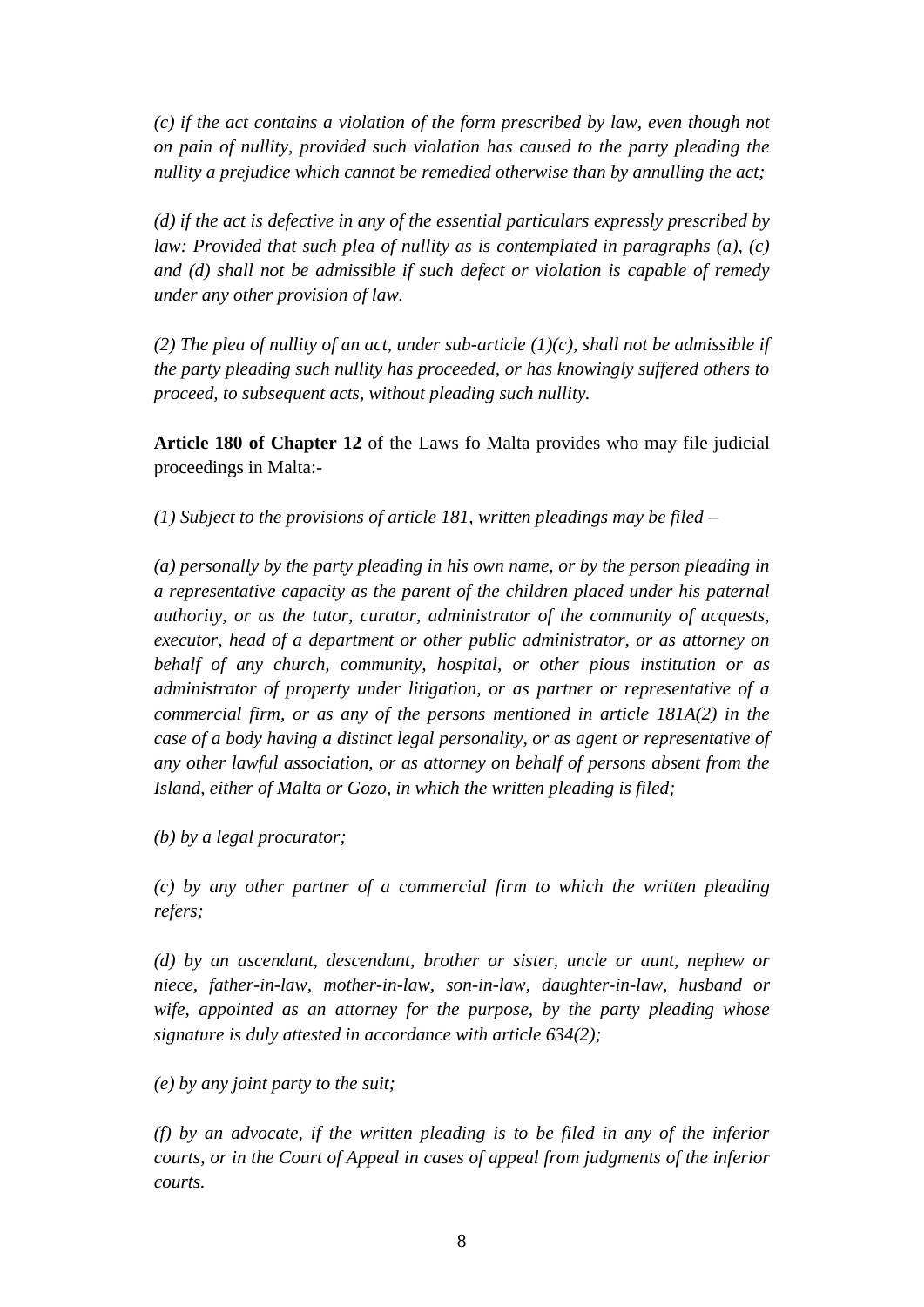*(c) if the act contains a violation of the form prescribed by law, even though not on pain of nullity, provided such violation has caused to the party pleading the nullity a prejudice which cannot be remedied otherwise than by annulling the act;*

*(d) if the act is defective in any of the essential particulars expressly prescribed by law: Provided that such plea of nullity as is contemplated in paragraphs (a), (c) and (d) shall not be admissible if such defect or violation is capable of remedy under any other provision of law.*

*(2) The plea of nullity of an act, under sub-article (1)(c), shall not be admissible if the party pleading such nullity has proceeded, or has knowingly suffered others to proceed, to subsequent acts, without pleading such nullity.*

**Article 180 of Chapter 12** of the Laws fo Malta provides who may file judicial proceedings in Malta:-

*(1) Subject to the provisions of article 181, written pleadings may be filed –*

*(a) personally by the party pleading in his own name, or by the person pleading in a representative capacity as the parent of the children placed under his paternal authority, or as the tutor, curator, administrator of the community of acquests, executor, head of a department or other public administrator, or as attorney on behalf of any church, community, hospital, or other pious institution or as administrator of property under litigation, or as partner or representative of a commercial firm, or as any of the persons mentioned in article 181A(2) in the case of a body having a distinct legal personality, or as agent or representative of any other lawful association, or as attorney on behalf of persons absent from the Island, either of Malta or Gozo, in which the written pleading is filed;*

*(b) by a legal procurator;*

*(c) by any other partner of a commercial firm to which the written pleading refers;*

*(d) by an ascendant, descendant, brother or sister, uncle or aunt, nephew or niece, father-in-law, mother-in-law, son-in-law, daughter-in-law, husband or wife, appointed as an attorney for the purpose, by the party pleading whose signature is duly attested in accordance with article 634(2);*

*(e) by any joint party to the suit;*

*(f) by an advocate, if the written pleading is to be filed in any of the inferior courts, or in the Court of Appeal in cases of appeal from judgments of the inferior courts.*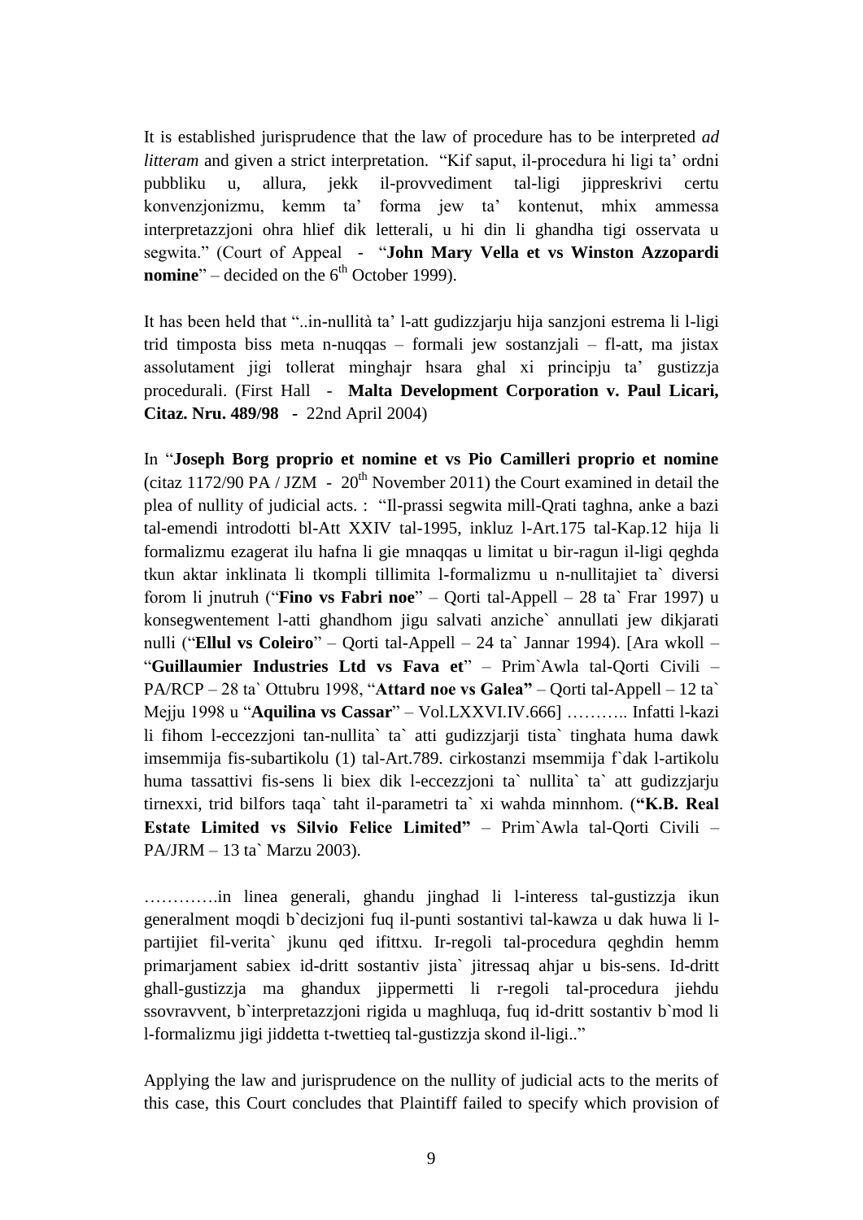It is established jurisprudence that the law of procedure has to be interpreted *ad litteram* and given a strict interpretation. "Kif saput, il-procedura hi ligi ta' ordni pubbliku u, allura, jekk il-provvediment tal-ligi jippreskrivi certu konvenzjonizmu, kemm ta' forma jew ta' kontenut, mhix ammessa interpretazzjoni ohra hlief dik letterali, u hi din li ghandha tigi osservata u segwita." (Court of Appeal - "**John Mary Vella et vs Winston Azzopardi nomine**" – decided on the 6th October 1999).

It has been held that "..in-nullità ta' l-att gudizzjarju hija sanzjoni estrema li l-ligi trid timposta biss meta n-nuqqas – formali jew sostanzjali – fl-att, ma jistax assolutament jigi tollerat minghajr hsara ghal xi principju ta' gustizzja procedurali. (First Hall - **Malta Development Corporation v. Paul Licari, Citaz. Nru. 489/98** - 22nd April 2004)

In "**Joseph Borg proprio et nomine et vs Pio Camilleri proprio et nomine** (citaz 1172/90 PA / JZM - 20th November 2011) the Court examined in detail the plea of nullity of judicial acts. : "Il-prassi segwita mill-Qrati taghna, anke a bazi tal-emendi introdotti bl-Att XXIV tal-1995, inkluz l-Art.175 tal-Kap.12 hija li formalizmu ezagerat ilu hafna li gie mnaqqas u limitat u bir-ragun il-ligi qeghda tkun aktar inklinata li tkompli tillimita l-formalizmu u n-nullitajiet ta` diversi forom li jnutruh ("**Fino vs Fabri noe**" – Qorti tal-Appell – 28 ta` Frar 1997) u konsegwentement l-atti ghandhom jigu salvati anziche` annullati jew dikjarati nulli ("**Ellul vs Coleiro**" – Qorti tal-Appell – 24 ta` Jannar 1994). [Ara wkoll – "**Guillaumier Industries Ltd vs Fava et**" – Prim`Awla tal-Qorti Civili – PA/RCP – 28 ta` Ottubru 1998, "**Attard noe vs Galea"** – Qorti tal-Appell – 12 ta` Mejju 1998 u "**Aquilina vs Cassar**" – Vol.LXXVI.IV.666] ……….. Infatti l-kazi li fihom l-eccezzjoni tan-nullita` ta` atti gudizzjarji tista` tinghata huma dawk imsemmija fis-subartikolu (1) tal-Art.789. cirkostanzi msemmija f`dak l-artikolu huma tassattivi fis-sens li biex dik l-eccezzjoni ta` nullita` ta` att gudizzjarju tirnexxi, trid bilfors taqa` taht il-parametri ta` xi wahda minnhom. (**"K.B. Real Estate Limited vs Silvio Felice Limited"** – Prim`Awla tal-Qorti Civili – PA/JRM – 13 ta` Marzu 2003).

………….in linea generali, ghandu jinghad li l-interess tal-gustizzja ikun generalment moqdi b`decizjoni fuq il-punti sostantivi tal-kawza u dak huwa li l-partijiet fil-verita` jkunu qed ifittxu. Ir-regoli tal-procedura qeghdin hemm primarjament sabiex id-dritt sostantiv jista` jitressaq ahjar u bis-sens. Id-dritt ghall-gustizzja ma ghandux jippermetti li r-regoli tal-procedura jiehdu ssovravvent, b`interpretazzjoni rigida u maghluqa, fuq id-dritt sostantiv b`mod li l-formalizmu jigi jiddetta t-twettieq tal-gustizzja skond il-ligi.."

Applying the law and jurisprudence on the nullity of judicial acts to the merits of this case, this Court concludes that Plaintiff failed to specify which provision of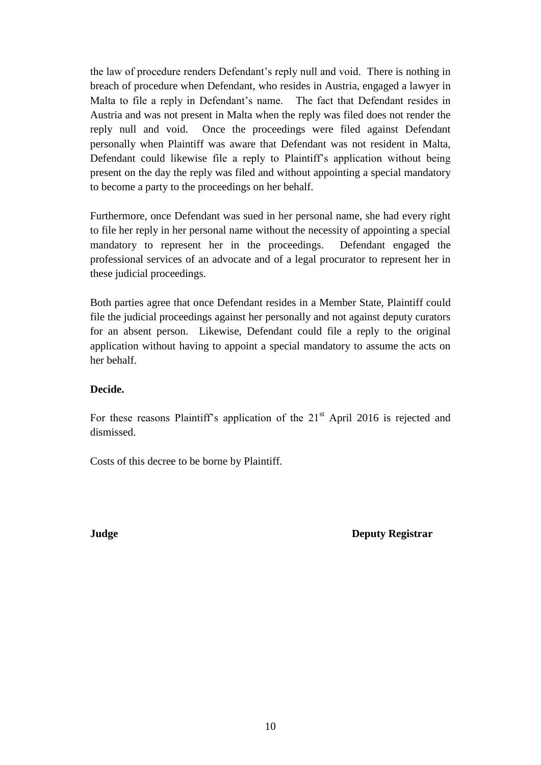the law of procedure renders Defendant's reply null and void. There is nothing in breach of procedure when Defendant, who resides in Austria, engaged a lawyer in Malta to file a reply in Defendant's name. The fact that Defendant resides in Austria and was not present in Malta when the reply was filed does not render the reply null and void. Once the proceedings were filed against Defendant personally when Plaintiff was aware that Defendant was not resident in Malta, Defendant could likewise file a reply to Plaintiff's application without being present on the day the reply was filed and without appointing a special mandatory to become a party to the proceedings on her behalf.

Furthermore, once Defendant was sued in her personal name, she had every right to file her reply in her personal name without the necessity of appointing a special mandatory to represent her in the proceedings. Defendant engaged the professional services of an advocate and of a legal procurator to represent her in these judicial proceedings.

Both parties agree that once Defendant resides in a Member State, Plaintiff could file the judicial proceedings against her personally and not against deputy curators for an absent person. Likewise, Defendant could file a reply to the original application without having to appoint a special mandatory to assume the acts on her behalf.

**Decide.**

For these reasons Plaintiff's application of the 21st April 2016 is rejected and dismissed.

Costs of this decree to be borne by Plaintiff.

**Judge** **Deputy Registrar**